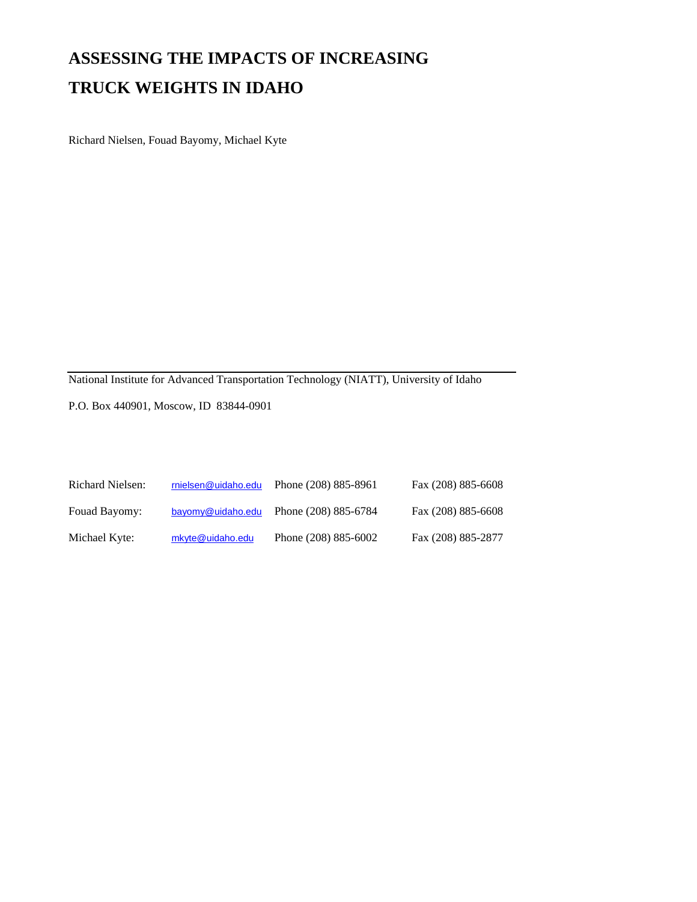# ASSESSING THE IMPACTS OF INCREASING TRUCK WEIGHTS IN IDAHO

Richard Nielsen, Fouad Bayomy, Michael Kyte

---

National Institute for Advanced Transportation Technology (NIATT), University of Idaho

P.O. Box 440901, Moscow, ID 83844-0901

| | | | |
|---|---|---|---|
| Richard Nielsen: | rnielsen@uidaho.edu | Phone (208) 885-8961 | Fax (208) 885-6608 |
| Fouad Bayomy: | bayomy@uidaho.edu | Phone (208) 885-6784 | Fax (208) 885-6608 |
| Michael Kyte: | mkyte@uidaho.edu | Phone (208) 885-6002 | Fax (208) 885-2877 |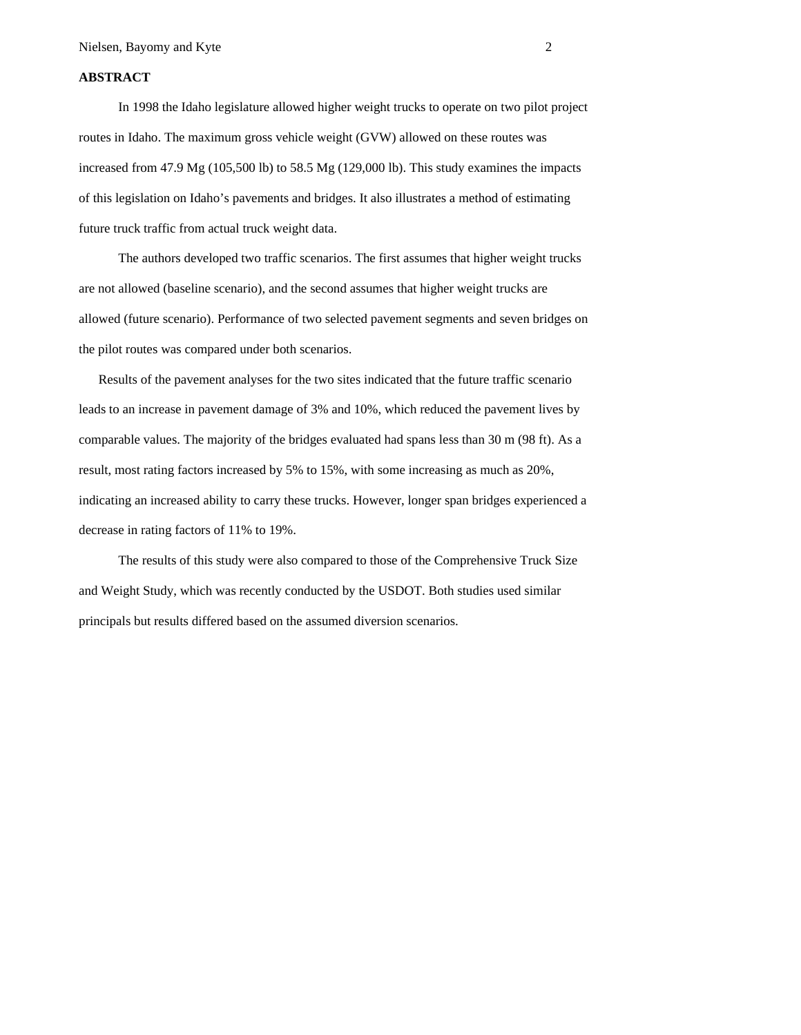## ABSTRACT

In 1998 the Idaho legislature allowed higher weight trucks to operate on two pilot project routes in Idaho. The maximum gross vehicle weight (GVW) allowed on these routes was increased from 47.9 Mg (105,500 lb) to 58.5 Mg (129,000 lb). This study examines the impacts of this legislation on Idaho's pavements and bridges. It also illustrates a method of estimating future truck traffic from actual truck weight data.

The authors developed two traffic scenarios. The first assumes that higher weight trucks are not allowed (baseline scenario), and the second assumes that higher weight trucks are allowed (future scenario). Performance of two selected pavement segments and seven bridges on the pilot routes was compared under both scenarios.

Results of the pavement analyses for the two sites indicated that the future traffic scenario leads to an increase in pavement damage of 3% and 10%, which reduced the pavement lives by comparable values. The majority of the bridges evaluated had spans less than 30 m (98 ft). As a result, most rating factors increased by 5% to 15%, with some increasing as much as 20%, indicating an increased ability to carry these trucks. However, longer span bridges experienced a decrease in rating factors of 11% to 19%.

The results of this study were also compared to those of the Comprehensive Truck Size and Weight Study, which was recently conducted by the USDOT. Both studies used similar principals but results differed based on the assumed diversion scenarios.